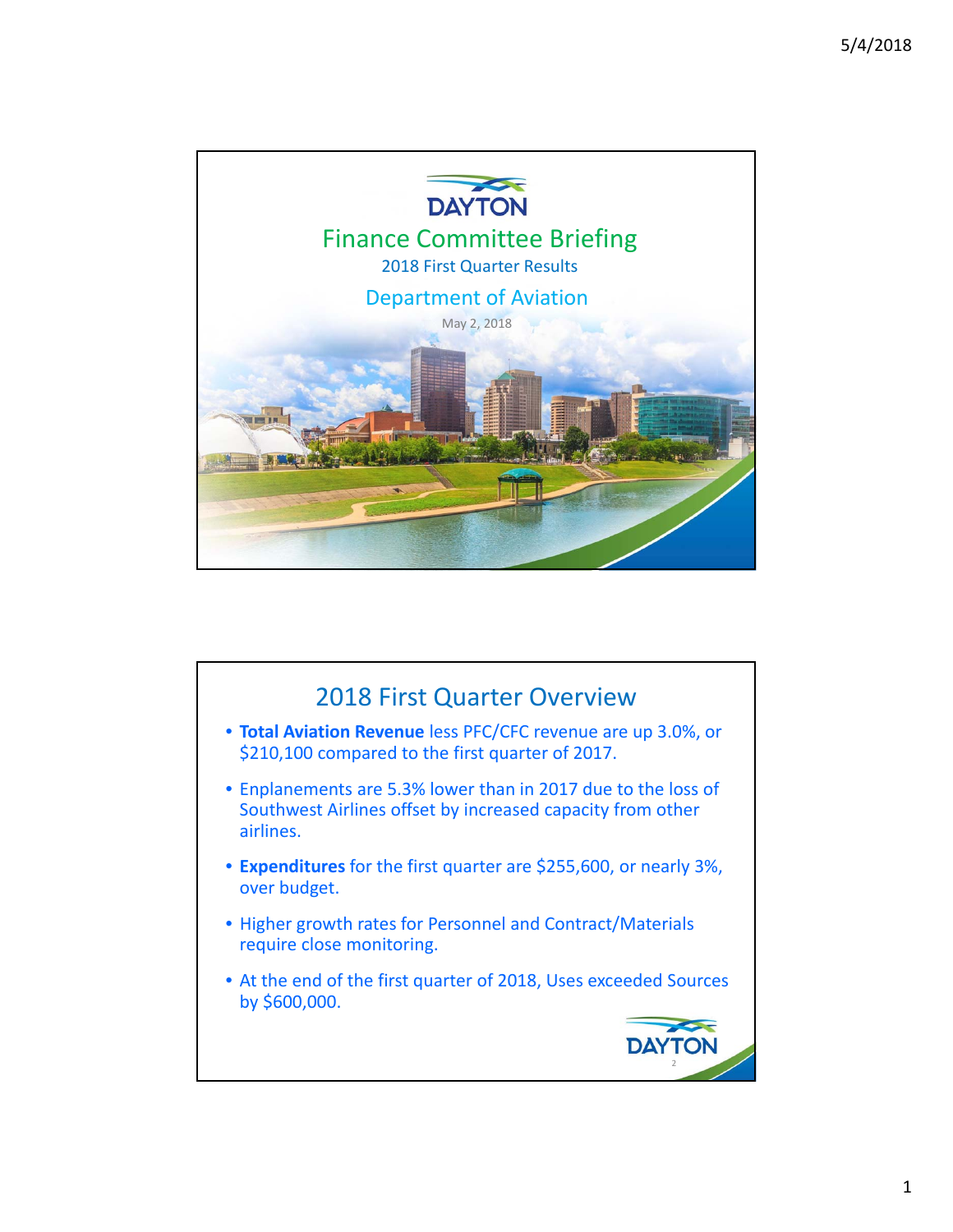# Finance Committee Briefing

2018 First Quarter Results

## Department of Aviation

May 2, 2018

## 2018 First Quarter Overview

- **Total Aviation Revenue** less PFC/CFC revenue are up 3.0%, or $210,100 compared to the first quarter of 2017.
- Enplanements are 5.3% lower than in 2017 due to the loss of Southwest Airlines offset by increased capacity from other airlines.
- **Expenditures** for the first quarter are $255,600, or nearly 3%, over budget.
- Higher growth rates for Personnel and Contract/Materials require close monitoring.
- At the end of the first quarter of 2018, Uses exceeded Sources by $600,000.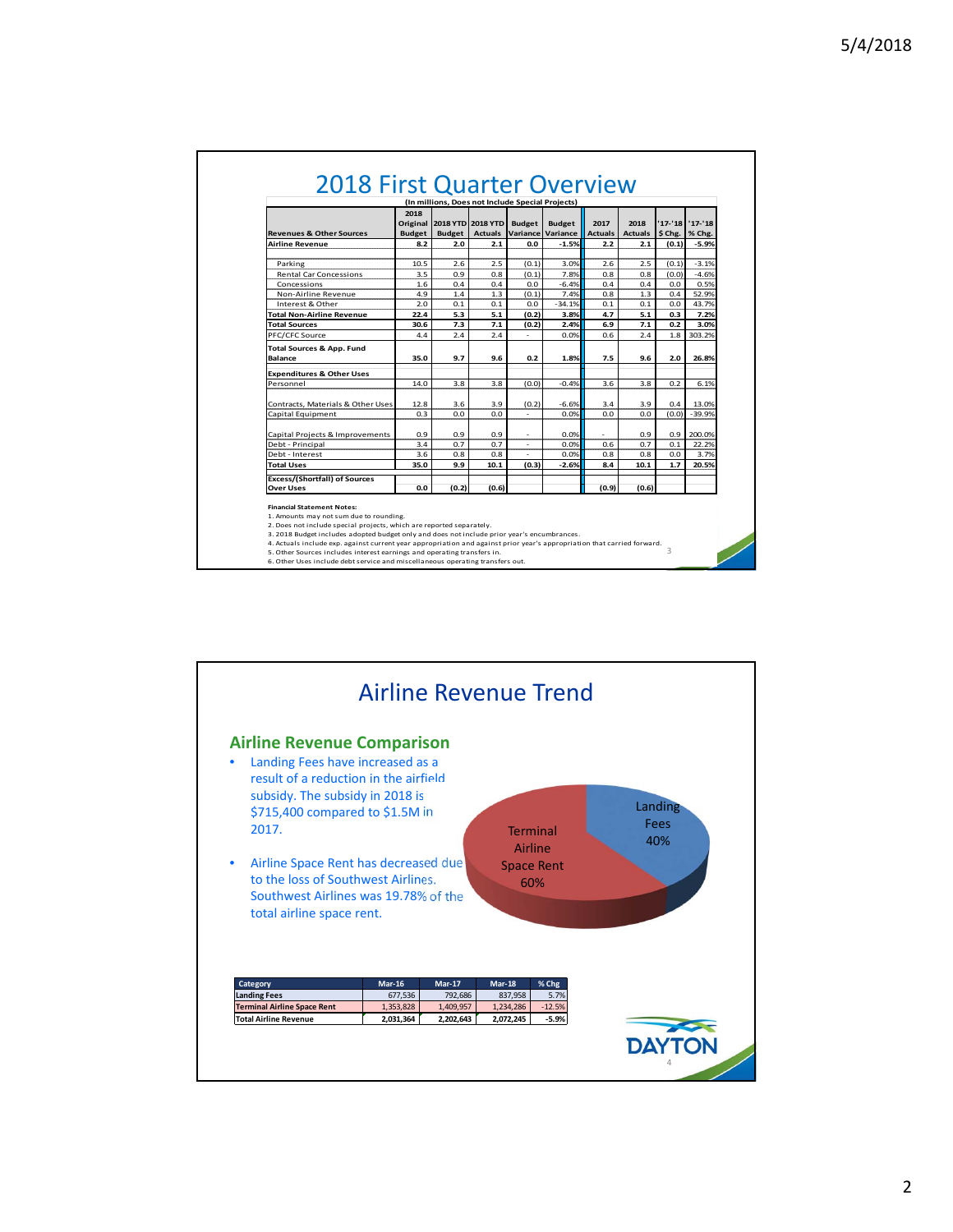# 2018 First Quarter Overview

(In millions, Does not Include Special Projects)

| Revenues & Other Sources | 2018 Original Budget | 2018 YTD Budget | 2018 YTD Actuals | Budget Variance | Budget Variance | 2017 Actuals | 2018 Actuals | '17-'18 $ Chg. | '17-'18 % Chg. |
|---|---|---|---|---|---|---|---|---|---|
| Airline Revenue | 8.2 | 2.0 | 2.1 | 0.0 | -1.5% | 2.2 | 2.1 | (0.1) | -5.9% |
| Parking | 10.5 | 2.6 | 2.5 | (0.1) | 3.0% | 2.6 | 2.5 | (0.1) | -3.1% |
| Rental Car Concessions | 3.5 | 0.9 | 0.8 | (0.1) | 7.8% | 0.8 | 0.8 | (0.0) | -4.6% |
| Concessions | 1.6 | 0.4 | 0.4 | 0.0 | -6.4% | 0.4 | 0.4 | 0.0 | 0.5% |
| Non-Airline Revenue | 4.9 | 1.4 | 1.3 | (0.1) | 7.4% | 0.8 | 1.3 | 0.4 | 52.9% |
| Interest & Other | 2.0 | 0.1 | 0.1 | 0.0 | -34.1% | 0.1 | 0.1 | 0.0 | 43.7% |
| Total Non-Airline Revenue | 22.4 | 5.3 | 5.1 | (0.2) | 3.8% | 4.7 | 5.1 | 0.3 | 7.2% |
| Total Sources | 30.6 | 7.3 | 7.1 | (0.2) | 2.4% | 6.9 | 7.1 | 0.2 | 3.0% |
| PFC/CFC Source | 4.4 | 2.4 | 2.4 | - | 0.0% | 0.6 | 2.4 | 1.8 | 303.2% |
| Total Sources & App. Fund Balance | 35.0 | 9.7 | 9.6 | 0.2 | 1.8% | 7.5 | 9.6 | 2.0 | 26.8% |
| **Expenditures & Other Uses** | | | | | | | | | |
| Personnel | 14.0 | 3.8 | 3.8 | (0.0) | -0.4% | 3.6 | 3.8 | 0.2 | 6.1% |
| Contracts, Materials & Other Uses | 12.8 | 3.6 | 3.9 | (0.2) | -6.6% | 3.4 | 3.9 | 0.4 | 13.0% |
| Capital Equipment | 0.3 | 0.0 | 0.0 | - | 0.0% | 0.0 | 0.0 | (0.0) | -39.9% |
| Capital Projects & Improvements | 0.9 | 0.9 | 0.9 | - | 0.0% | - | 0.9 | 0.9 | 200.0% |
| Debt - Principal | 3.4 | 0.7 | 0.7 | - | 0.0% | 0.6 | 0.7 | 0.1 | 22.2% |
| Debt - Interest | 3.6 | 0.8 | 0.8 | - | 0.0% | 0.8 | 0.8 | 0.0 | 3.7% |
| Total Uses | 35.0 | 9.9 | 10.1 | (0.3) | -2.6% | 8.4 | 10.1 | 1.7 | 20.5% |
| Excess/(Shortfall) of Sources Over Uses | 0.0 | (0.2) | (0.6) | | | (0.9) | (0.6) | | |

Financial Statement Notes:
1. Amounts may not sum due to rounding.
2. Does not include special projects, which are reported separately.
3. 2018 Budget includes adopted budget only and does not include prior year's encumbrances.
4. Actuals include exp. against current year appropriation and against prior year's appropriation that carried forward.
5. Other Sources includes interest earnings and operating transfers in.
6. Other Uses include debt service and miscellaneous operating transfers out.

# Airline Revenue Trend

## Airline Revenue Comparison

- Landing Fees have increased as a result of a reduction in the airfield subsidy. The subsidy in 2018 is $715,400 compared to $1.5M in 2017.
- Airline Space Rent has decreased due to the loss of Southwest Airlines. Southwest Airlines was 19.78% of the total airline space rent.

Landing Fees 40%
Terminal Airline Space Rent 60%

| Category | Mar-16 | Mar-17 | Mar-18 | % Chg |
|---|---|---|---|---|
| Landing Fees | 677,536 | 792,686 | 837,958 | 5.7% |
| Terminal Airline Space Rent | 1,353,828 | 1,409,957 | 1,234,286 | -12.5% |
| Total Airline Revenue | 2,031,364 | 2,202,643 | 2,072,245 | -5.9% |

DAYTON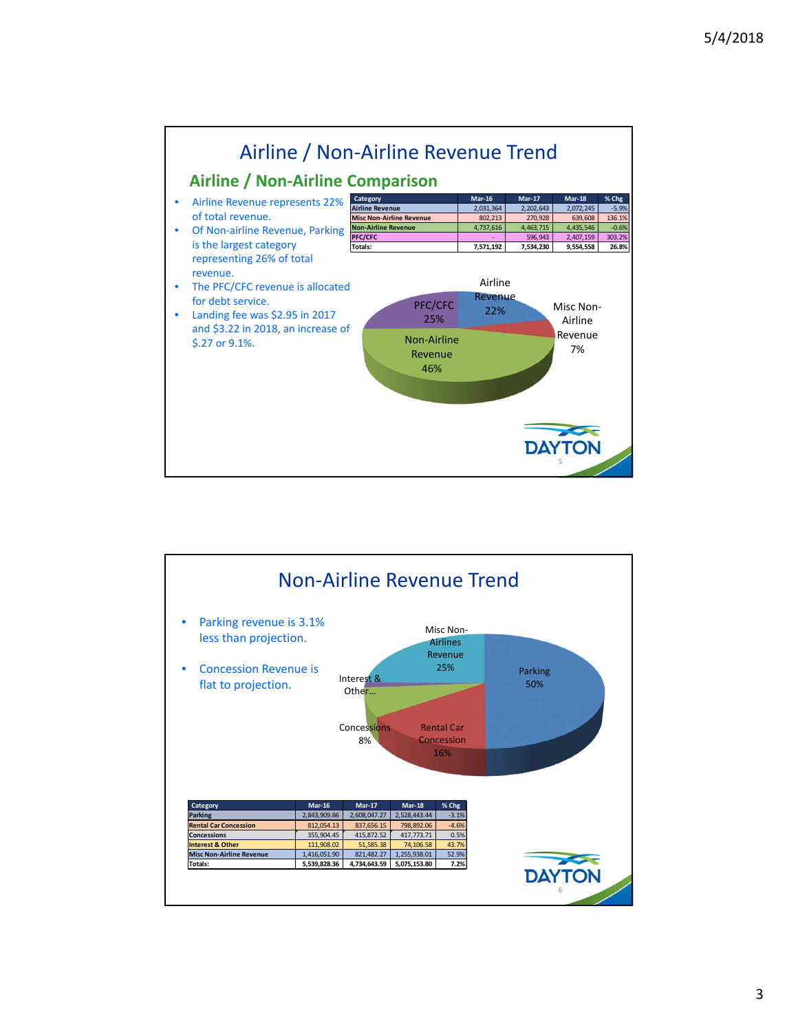# Airline / Non-Airline Revenue Trend

## Airline / Non-Airline Comparison

- Airline Revenue represents 22% of total revenue.
- Of Non-airline Revenue, Parking is the largest category representing 26% of total revenue.
- The PFC/CFC revenue is allocated for debt service.
- Landing fee was $2.95 in 2017 and $3.22 in 2018, an increase of $.27 or 9.1%.

| Category | Mar-16 | Mar-17 | Mar-18 | % Chg |
|---|---|---|---|---|
| Airline Revenue | 2,031,364 | 2,202,643 | 2,072,245 | -5.9% |
| Misc Non-Airline Revenue | 802,213 | 270,928 | 639,608 | 136.1% |
| Non-Airline Revenue | 4,737,616 | 4,463,715 | 4,435,546 | -0.6% |
| PFC/CFC | - | 596,943 | 2,407,159 | 303.2% |
| Totals: | 7,571,192 | 7,534,230 | 9,554,558 | 26.8% |

Airline Revenue 22%; Misc Non-Airline Revenue 7%; Non-Airline Revenue 46%; PFC/CFC 25%

# Non-Airline Revenue Trend

- Parking revenue is 3.1% less than projection.
- Concession Revenue is flat to projection.

Parking 50%; Rental Car Concession 16%; Concessions 8%; Interest & Other...; Misc Non-Airlines Revenue 25%

| Category | Mar-16 | Mar-17 | Mar-18 | % Chg |
|---|---|---|---|---|
| Parking | 2,843,909.86 | 2,608,047.27 | 2,528,443.44 | -3.1% |
| Rental Car Concession | 812,054.13 | 837,656.15 | 798,892.06 | -4.6% |
| Concessions | 355,904.45 | 415,872.52 | 417,773.71 | 0.5% |
| Interest & Other | 111,908.02 | 51,585.38 | 74,106.58 | 43.7% |
| Misc Non-Airline Revenue | 1,416,051.90 | 821,482.27 | 1,255,938.01 | 52.9% |
| Totals: | 5,539,828.36 | 4,734,643.59 | 5,075,153.80 | 7.2% |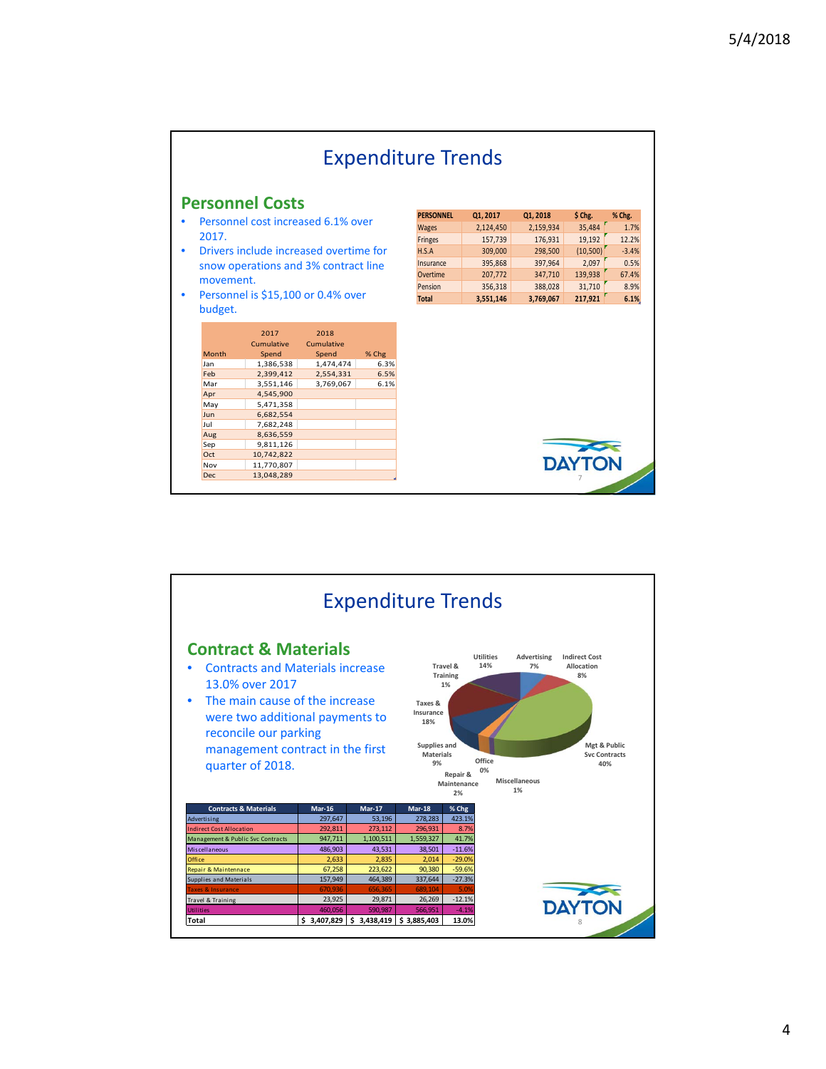# Expenditure Trends

## Personnel Costs

- Personnel cost increased 6.1% over 2017.
- Drivers include increased overtime for snow operations and 3% contract line movement.
- Personnel is $15,100 or 0.4% over budget.

| PERSONNEL | Q1, 2017 | Q1, 2018 | $ Chg. | % Chg. |
|---|---|---|---|---|
| Wages | 2,124,450 | 2,159,934 | 35,484 | 1.7% |
| Fringes | 157,739 | 176,931 | 19,192 | 12.2% |
| H.S.A | 309,000 | 298,500 | (10,500) | -3.4% |
| Insurance | 395,868 | 397,964 | 2,097 | 0.5% |
| Overtime | 207,772 | 347,710 | 139,938 | 67.4% |
| Pension | 356,318 | 388,028 | 31,710 | 8.9% |
| Total | 3,551,146 | 3,769,067 | 217,921 | 6.1% |

| Month | 2017 Cumulative Spend | 2018 Cumulative Spend | % Chg |
|---|---|---|---|
| Jan | 1,386,538 | 1,474,474 | 6.3% |
| Feb | 2,399,412 | 2,554,331 | 6.5% |
| Mar | 3,551,146 | 3,769,067 | 6.1% |
| Apr | 4,545,900 | | |
| May | 5,471,358 | | |
| Jun | 6,682,554 | | |
| Jul | 7,682,248 | | |
| Aug | 8,636,559 | | |
| Sep | 9,811,126 | | |
| Oct | 10,742,822 | | |
| Nov | 11,770,807 | | |
| Dec | 13,048,289 | | |

# Expenditure Trends

## Contract & Materials

- Contracts and Materials increase 13.0% over 2017
- The main cause of the increase were two additional payments to reconcile our parking management contract in the first quarter of 2018.

Utilities 14%; Advertising 7%; Indirect Cost Allocation 8%; Travel & Training 1%; Taxes & Insurance 18%; Supplies and Materials 9%; Office 0%; Repair & Maintenance 2%; Miscellaneous 1%; Mgt & Public Svc Contracts 40%

| Contracts & Materials | Mar-16 | Mar-17 | Mar-18 | % Chg |
|---|---|---|---|---|
| Advertising | 297,647 | 53,196 | 278,283 | 423.1% |
| Indirect Cost Allocation | 292,811 | 273,112 | 296,931 | 8.7% |
| Management & Public Svc Contracts | 947,711 | 1,100,511 | 1,559,327 | 41.7% |
| Miscellaneous | 486,903 | 43,531 | 38,501 | -11.6% |
| Office | 2,633 | 2,835 | 2,014 | -29.0% |
| Repair & Maintenance | 67,258 | 223,622 | 90,380 | -59.6% |
| Supplies and Materials | 157,949 | 464,389 | 337,644 | -27.3% |
| Taxes & Insurance | 670,936 | 656,365 | 689,104 | 5.0% |
| Travel & Training | 23,925 | 29,871 | 26,269 | -12.1% |
| Utilities | 460,056 | 590,987 | 566,951 | -4.1% |
| Total | $ 3,407,829 | $ 3,438,419 | $ 3,885,403 | 13.0% |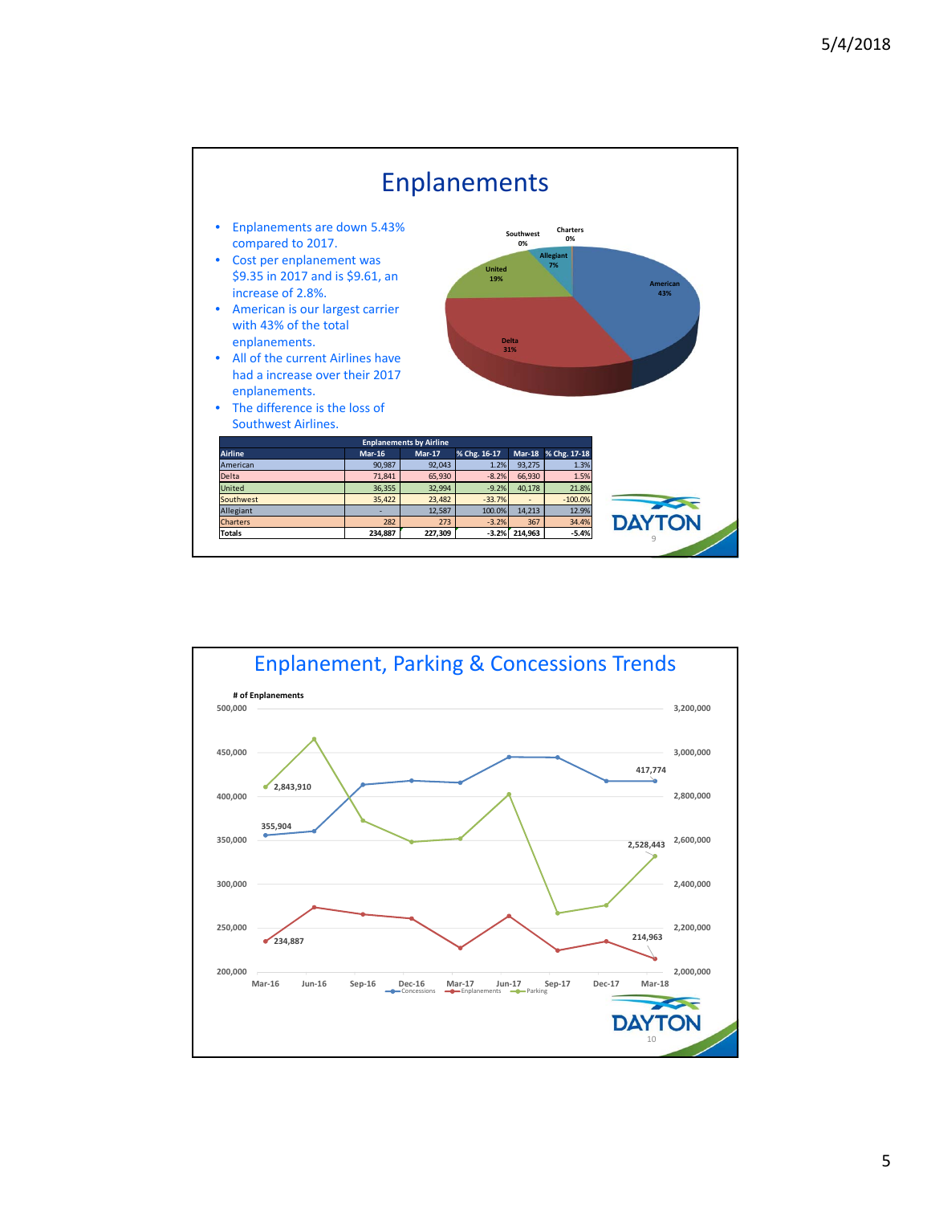## Enplanements

- Enplanements are down 5.43% compared to 2017.
- Cost per enplanement was $9.35 in 2017 and is $9.61, an increase of 2.8%.
- American is our largest carrier with 43% of the total enplanements.
- All of the current Airlines have had a increase over their 2017 enplanements.
- The difference is the loss of Southwest Airlines.

Southwest 0%, Charters 0%, Allegiant 7%, United 19%, American 43%, Delta 31%

| Enplanements by Airline | | | | | |
|---|---|---|---|---|---|
| Airline | Mar-16 | Mar-17 | % Chg. 16-17 | Mar-18 | % Chg. 17-18 |
| American | 90,987 | 92,043 | 1.2% | 93,275 | 1.3% |
| Delta | 71,841 | 65,930 | -8.2% | 66,930 | 1.5% |
| United | 36,355 | 32,994 | -9.2% | 40,178 | 21.8% |
| Southwest | 35,422 | 23,482 | -33.7% | - | -100.0% |
| Allegiant | - | 12,587 | 100.0% | 14,213 | 12.9% |
| Charters | 282 | 273 | -3.2% | 367 | 34.4% |
| Totals | 234,887 | 227,309 | -3.2% | 214,963 | -5.4% |

DAYTON

## Enplanement, Parking & Concessions Trends

# of Enplanements

Labeled values: Parking Mar-16 2,843,910; Mar-18 2,528,443. Concessions Mar-16 355,904; Mar-18 417,774. Enplanements Mar-16 234,887; Mar-18 214,963.

Periods: Mar-16, Jun-16, Sep-16, Dec-16, Mar-17, Jun-17, Sep-17, Dec-17, Mar-18

Legend: Concessions, Enplanements, Parking

DAYTON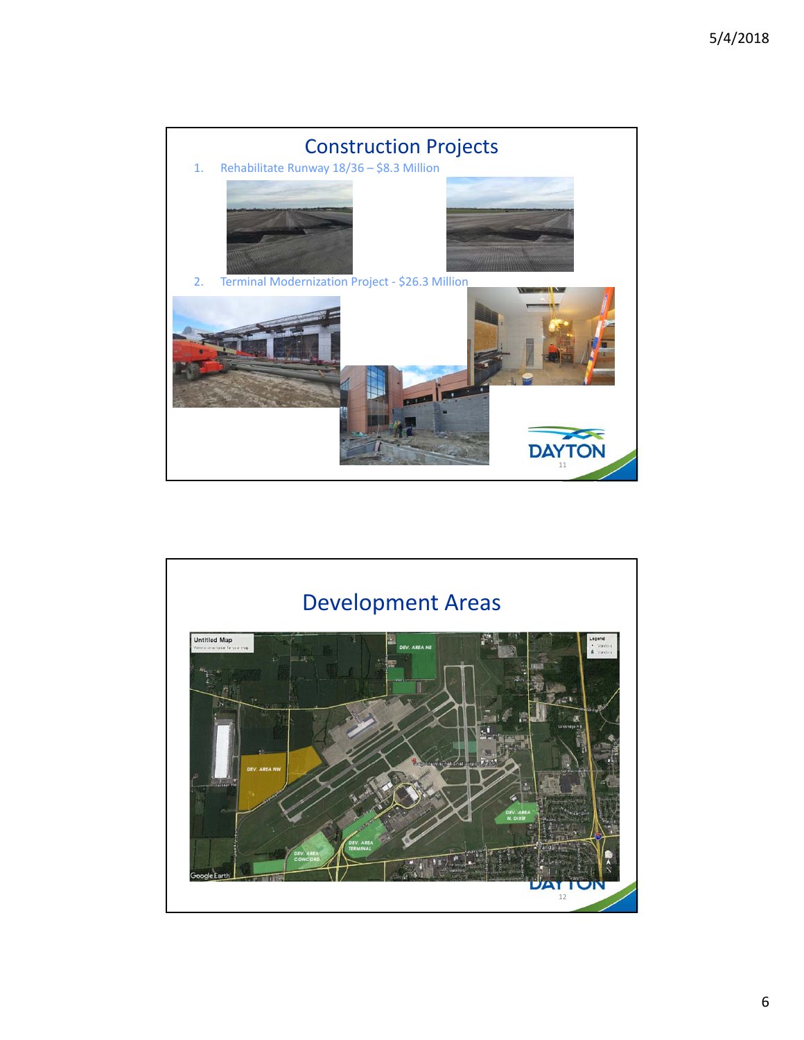## Construction Projects

1. Rehabilitate Runway 18/36 – $8.3 Million
2. Terminal Modernization Project - $26.3 Million

## Development Areas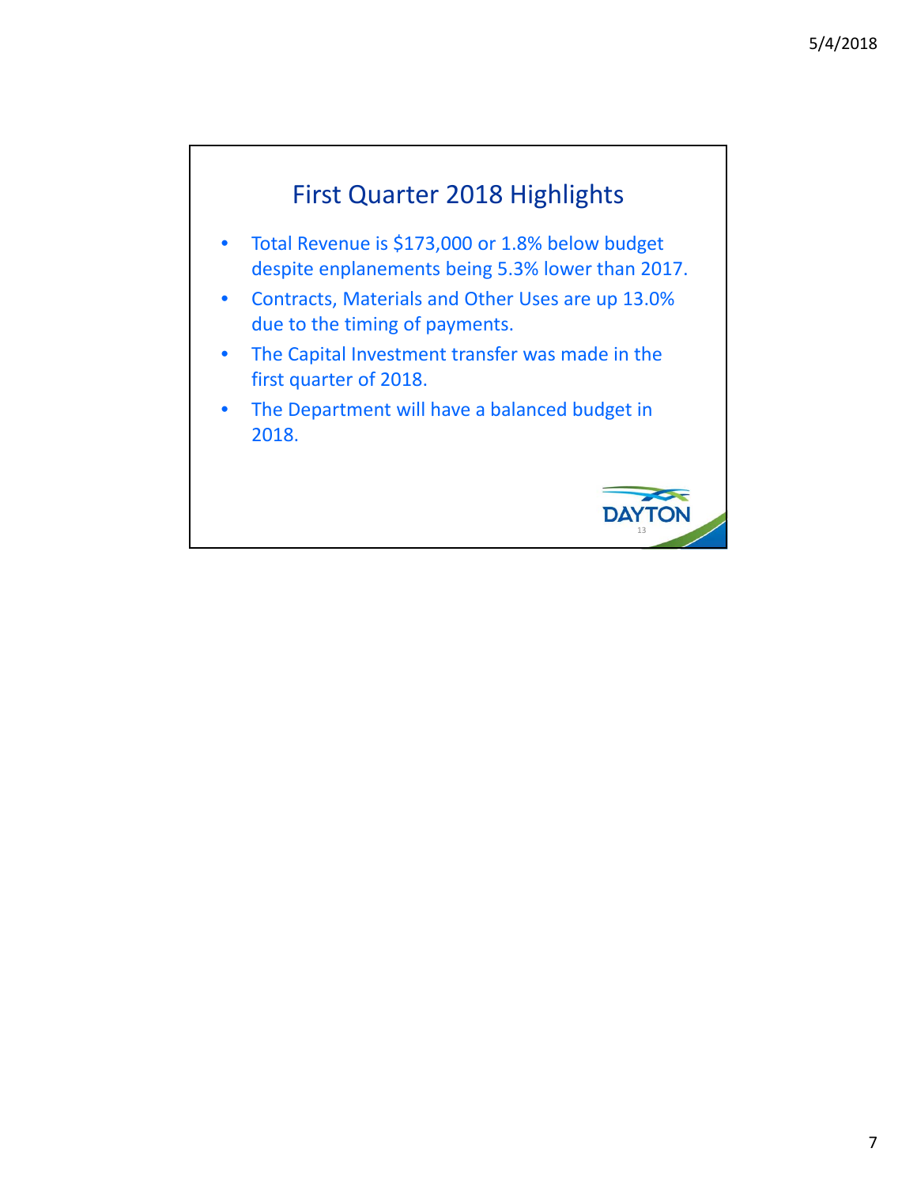# First Quarter 2018 Highlights

- Total Revenue is $173,000 or 1.8% below budget despite enplanements being 5.3% lower than 2017.
- Contracts, Materials and Other Uses are up 13.0% due to the timing of payments.
- The Capital Investment transfer was made in the first quarter of 2018.
- The Department will have a balanced budget in 2018.

DAYTON